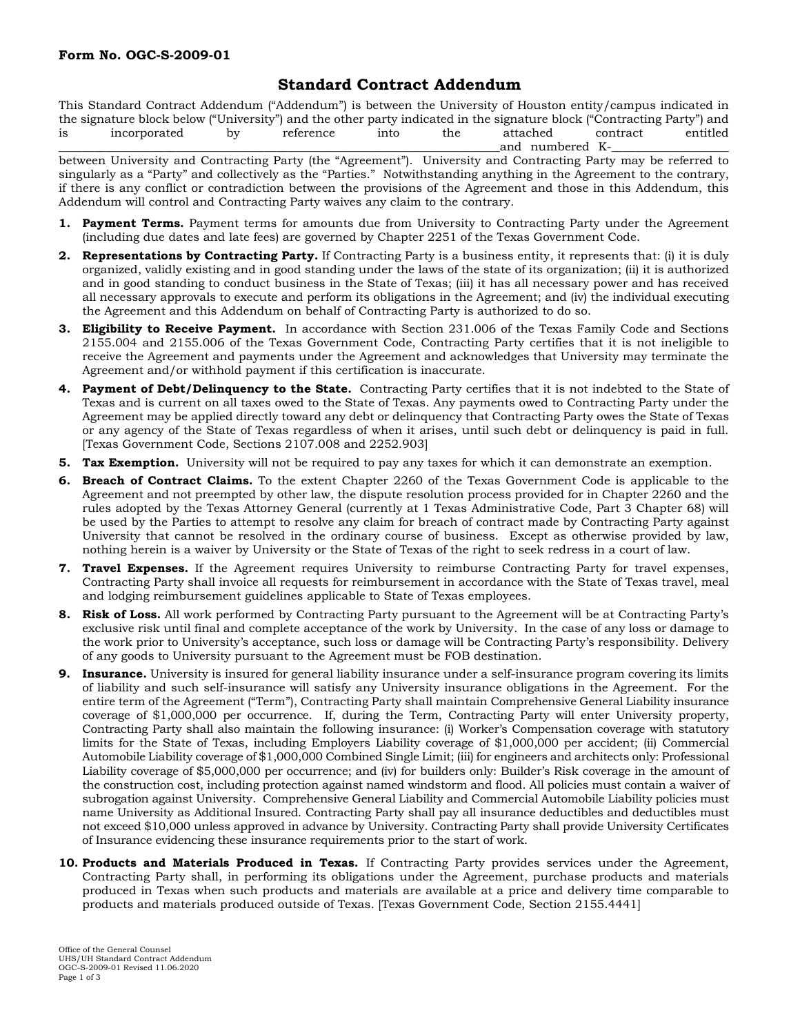**Form No. OGC-S-2009-01**

# Standard Contract Addendum

This Standard Contract Addendum ("Addendum") is between the University of Houston entity/campus indicated in the signature block below ("University") and the other party indicated in the signature block ("Contracting Party") and is incorporated by reference into the attached contract entitled \_\_\_\_\_\_\_\_\_\_\_\_\_\_\_\_\_\_\_\_\_\_\_\_\_\_\_\_\_\_\_\_\_\_\_\_\_\_\_\_\_\_\_\_\_\_\_\_\_\_\_\_\_\_\_\_\_\_\_\_\_\_\_\_\_\_\_\_\_\_\_\_\_\_\_\_\_\_\_\_\_\_\_\_\_and numbered K-\_\_\_\_\_\_\_\_\_\_\_\_\_\_\_\_\_\_\_\_ between University and Contracting Party (the "Agreement"). University and Contracting Party may be referred to singularly as a "Party" and collectively as the "Parties." Notwithstanding anything in the Agreement to the contrary, if there is any conflict or contradiction between the provisions of the Agreement and those in this Addendum, this Addendum will control and Contracting Party waives any claim to the contrary.

1. **Payment Terms.** Payment terms for amounts due from University to Contracting Party under the Agreement (including due dates and late fees) are governed by Chapter 2251 of the Texas Government Code.

2. **Representations by Contracting Party.** If Contracting Party is a business entity, it represents that: (i) it is duly organized, validly existing and in good standing under the laws of the state of its organization; (ii) it is authorized and in good standing to conduct business in the State of Texas; (iii) it has all necessary power and has received all necessary approvals to execute and perform its obligations in the Agreement; and (iv) the individual executing the Agreement and this Addendum on behalf of Contracting Party is authorized to do so.

3. **Eligibility to Receive Payment.** In accordance with Section 231.006 of the Texas Family Code and Sections 2155.004 and 2155.006 of the Texas Government Code, Contracting Party certifies that it is not ineligible to receive the Agreement and payments under the Agreement and acknowledges that University may terminate the Agreement and/or withhold payment if this certification is inaccurate.

4. **Payment of Debt/Delinquency to the State.** Contracting Party certifies that it is not indebted to the State of Texas and is current on all taxes owed to the State of Texas. Any payments owed to Contracting Party under the Agreement may be applied directly toward any debt or delinquency that Contracting Party owes the State of Texas or any agency of the State of Texas regardless of when it arises, until such debt or delinquency is paid in full. [Texas Government Code, Sections 2107.008 and 2252.903]

5. **Tax Exemption.** University will not be required to pay any taxes for which it can demonstrate an exemption.

6. **Breach of Contract Claims.** To the extent Chapter 2260 of the Texas Government Code is applicable to the Agreement and not preempted by other law, the dispute resolution process provided for in Chapter 2260 and the rules adopted by the Texas Attorney General (currently at 1 Texas Administrative Code, Part 3 Chapter 68) will be used by the Parties to attempt to resolve any claim for breach of contract made by Contracting Party against University that cannot be resolved in the ordinary course of business. Except as otherwise provided by law, nothing herein is a waiver by University or the State of Texas of the right to seek redress in a court of law.

7. **Travel Expenses.** If the Agreement requires University to reimburse Contracting Party for travel expenses, Contracting Party shall invoice all requests for reimbursement in accordance with the State of Texas travel, meal and lodging reimbursement guidelines applicable to State of Texas employees.

8. **Risk of Loss.** All work performed by Contracting Party pursuant to the Agreement will be at Contracting Party's exclusive risk until final and complete acceptance of the work by University. In the case of any loss or damage to the work prior to University's acceptance, such loss or damage will be Contracting Party's responsibility. Delivery of any goods to University pursuant to the Agreement must be FOB destination.

9. **Insurance.** University is insured for general liability insurance under a self-insurance program covering its limits of liability and such self-insurance will satisfy any University insurance obligations in the Agreement. For the entire term of the Agreement ("Term"), Contracting Party shall maintain Comprehensive General Liability insurance coverage of $1,000,000 per occurrence. If, during the Term, Contracting Party will enter University property, Contracting Party shall also maintain the following insurance: (i) Worker's Compensation coverage with statutory limits for the State of Texas, including Employers Liability coverage of $1,000,000 per accident; (ii) Commercial Automobile Liability coverage of $1,000,000 Combined Single Limit; (iii) for engineers and architects only: Professional Liability coverage of $5,000,000 per occurrence; and (iv) for builders only: Builder's Risk coverage in the amount of the construction cost, including protection against named windstorm and flood. All policies must contain a waiver of subrogation against University. Comprehensive General Liability and Commercial Automobile Liability policies must name University as Additional Insured. Contracting Party shall pay all insurance deductibles and deductibles must not exceed $10,000 unless approved in advance by University. Contracting Party shall provide University Certificates of Insurance evidencing these insurance requirements prior to the start of work.

10. **Products and Materials Produced in Texas.** If Contracting Party provides services under the Agreement, Contracting Party shall, in performing its obligations under the Agreement, purchase products and materials produced in Texas when such products and materials are available at a price and delivery time comparable to products and materials produced outside of Texas. [Texas Government Code, Section 2155.4441]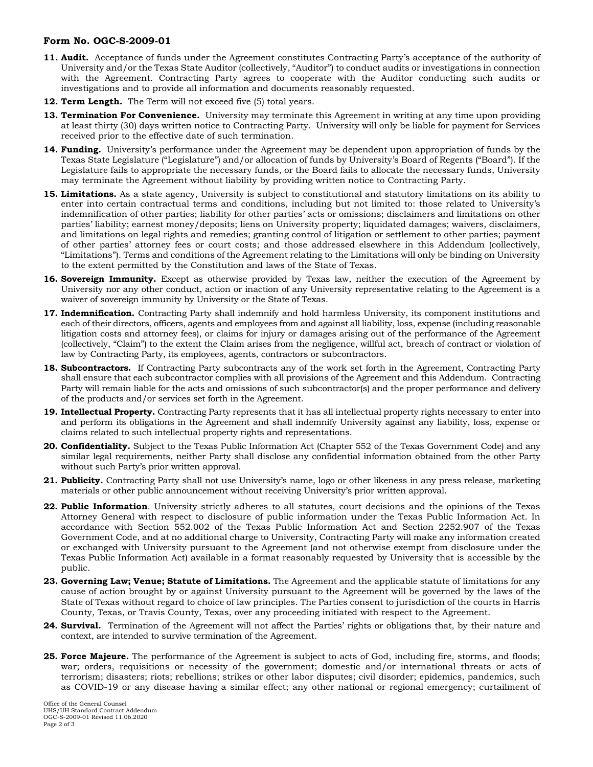**Form No. OGC-S-2009-01**

11. **Audit.** Acceptance of funds under the Agreement constitutes Contracting Party's acceptance of the authority of University and/or the Texas State Auditor (collectively, "Auditor") to conduct audits or investigations in connection with the Agreement. Contracting Party agrees to cooperate with the Auditor conducting such audits or investigations and to provide all information and documents reasonably requested.

12. **Term Length.** The Term will not exceed five (5) total years.

13. **Termination For Convenience.** University may terminate this Agreement in writing at any time upon providing at least thirty (30) days written notice to Contracting Party. University will only be liable for payment for Services received prior to the effective date of such termination.

14. **Funding.** University's performance under the Agreement may be dependent upon appropriation of funds by the Texas State Legislature ("Legislature") and/or allocation of funds by University's Board of Regents ("Board"). If the Legislature fails to appropriate the necessary funds, or the Board fails to allocate the necessary funds, University may terminate the Agreement without liability by providing written notice to Contracting Party.

15. **Limitations.** As a state agency, University is subject to constitutional and statutory limitations on its ability to enter into certain contractual terms and conditions, including but not limited to: those related to University's indemnification of other parties; liability for other parties' acts or omissions; disclaimers and limitations on other parties' liability; earnest money/deposits; liens on University property; liquidated damages; waivers, disclaimers, and limitations on legal rights and remedies; granting control of litigation or settlement to other parties; payment of other parties' attorney fees or court costs; and those addressed elsewhere in this Addendum (collectively, "Limitations"). Terms and conditions of the Agreement relating to the Limitations will only be binding on University to the extent permitted by the Constitution and laws of the State of Texas.

16. **Sovereign Immunity.** Except as otherwise provided by Texas law, neither the execution of the Agreement by University nor any other conduct, action or inaction of any University representative relating to the Agreement is a waiver of sovereign immunity by University or the State of Texas.

17. **Indemnification.** Contracting Party shall indemnify and hold harmless University, its component institutions and each of their directors, officers, agents and employees from and against all liability, loss, expense (including reasonable litigation costs and attorney fees), or claims for injury or damages arising out of the performance of the Agreement (collectively, "Claim") to the extent the Claim arises from the negligence, willful act, breach of contract or violation of law by Contracting Party, its employees, agents, contractors or subcontractors.

18. **Subcontractors.** If Contracting Party subcontracts any of the work set forth in the Agreement, Contracting Party shall ensure that each subcontractor complies with all provisions of the Agreement and this Addendum. Contracting Party will remain liable for the acts and omissions of such subcontractor(s) and the proper performance and delivery of the products and/or services set forth in the Agreement.

19. **Intellectual Property.** Contracting Party represents that it has all intellectual property rights necessary to enter into and perform its obligations in the Agreement and shall indemnify University against any liability, loss, expense or claims related to such intellectual property rights and representations.

20. **Confidentiality.** Subject to the Texas Public Information Act (Chapter 552 of the Texas Government Code) and any similar legal requirements, neither Party shall disclose any confidential information obtained from the other Party without such Party's prior written approval.

21. **Publicity.** Contracting Party shall not use University's name, logo or other likeness in any press release, marketing materials or other public announcement without receiving University's prior written approval.

22. **Public Information**. University strictly adheres to all statutes, court decisions and the opinions of the Texas Attorney General with respect to disclosure of public information under the Texas Public Information Act. In accordance with Section 552.002 of the Texas Public Information Act and Section 2252.907 of the Texas Government Code, and at no additional charge to University, Contracting Party will make any information created or exchanged with University pursuant to the Agreement (and not otherwise exempt from disclosure under the Texas Public Information Act) available in a format reasonably requested by University that is accessible by the public.

23. **Governing Law; Venue; Statute of Limitations.** The Agreement and the applicable statute of limitations for any cause of action brought by or against University pursuant to the Agreement will be governed by the laws of the State of Texas without regard to choice of law principles. The Parties consent to jurisdiction of the courts in Harris County, Texas, or Travis County, Texas, over any proceeding initiated with respect to the Agreement.

24. **Survival.** Termination of the Agreement will not affect the Parties' rights or obligations that, by their nature and context, are intended to survive termination of the Agreement.

25. **Force Majeure.** The performance of the Agreement is subject to acts of God, including fire, storms, and floods; war; orders, requisitions or necessity of the government; domestic and/or international threats or acts of terrorism; disasters; riots; rebellions; strikes or other labor disputes; civil disorder; epidemics, pandemics, such as COVID-19 or any disease having a similar effect; any other national or regional emergency; curtailment of

Office of the General Counsel
UHS/UH Standard Contract Addendum
OGC-S-2009-01 Revised 11.06.2020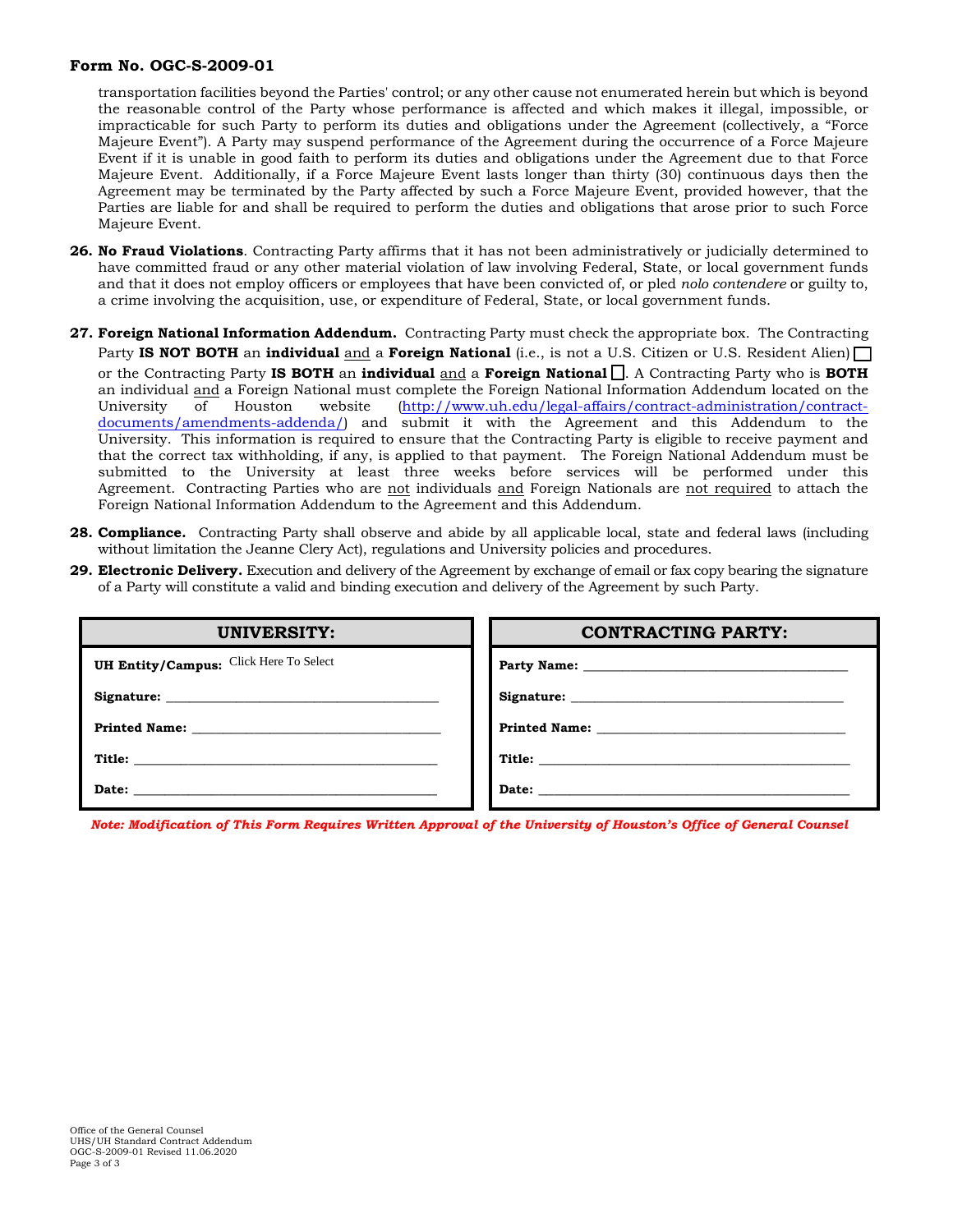transportation facilities beyond the Parties' control; or any other cause not enumerated herein but which is beyond the reasonable control of the Party whose performance is affected and which makes it illegal, impossible, or impracticable for such Party to perform its duties and obligations under the Agreement (collectively, a "Force Majeure Event"). A Party may suspend performance of the Agreement during the occurrence of a Force Majeure Event if it is unable in good faith to perform its duties and obligations under the Agreement due to that Force Majeure Event. Additionally, if a Force Majeure Event lasts longer than thirty (30) continuous days then the Agreement may be terminated by the Party affected by such a Force Majeure Event, provided however, that the Parties are liable for and shall be required to perform the duties and obligations that arose prior to such Force Majeure Event.

**26. No Fraud Violations**. Contracting Party affirms that it has not been administratively or judicially determined to have committed fraud or any other material violation of law involving Federal, State, or local government funds and that it does not employ officers or employees that have been convicted of, or pled *nolo contendere* or guilty to, a crime involving the acquisition, use, or expenditure of Federal, State, or local government funds.

**27. Foreign National Information Addendum.** Contracting Party must check the appropriate box. The Contracting Party **IS NOT BOTH** an **individual** and a **Foreign National** (i.e., is not a U.S. Citizen or U.S. Resident Alien) ☐ or the Contracting Party **IS BOTH** an **individual** and a **Foreign National** ☐. A Contracting Party who is **BOTH** an individual and a Foreign National must complete the Foreign National Information Addendum located on the University of Houston website (http://www.uh.edu/legal-affairs/contract-administration/contract-documents/amendments-addenda/) and submit it with the Agreement and this Addendum to the University. This information is required to ensure that the Contracting Party is eligible to receive payment and that the correct tax withholding, if any, is applied to that payment. The Foreign National Addendum must be submitted to the University at least three weeks before services will be performed under this Agreement. Contracting Parties who are not individuals and Foreign Nationals are not required to attach the Foreign National Information Addendum to the Agreement and this Addendum.

**28. Compliance.** Contracting Party shall observe and abide by all applicable local, state and federal laws (including without limitation the Jeanne Clery Act), regulations and University policies and procedures.

**29. Electronic Delivery.** Execution and delivery of the Agreement by exchange of email or fax copy bearing the signature of a Party will constitute a valid and binding execution and delivery of the Agreement by such Party.

| UNIVERSITY: | CONTRACTING PARTY: |
| --- | --- |
| **UH Entity/Campus:** Click Here To Select | **Party Name:** ______________________ |
| **Signature:** ______________________ | **Signature:** ______________________ |
| **Printed Name:** ______________________ | **Printed Name:** ______________________ |
| **Title:** ______________________ | **Title:** ______________________ |
| **Date:** ______________________ | **Date:** ______________________ |

***Note: Modification of This Form Requires Written Approval of the University of Houston's Office of General Counsel***